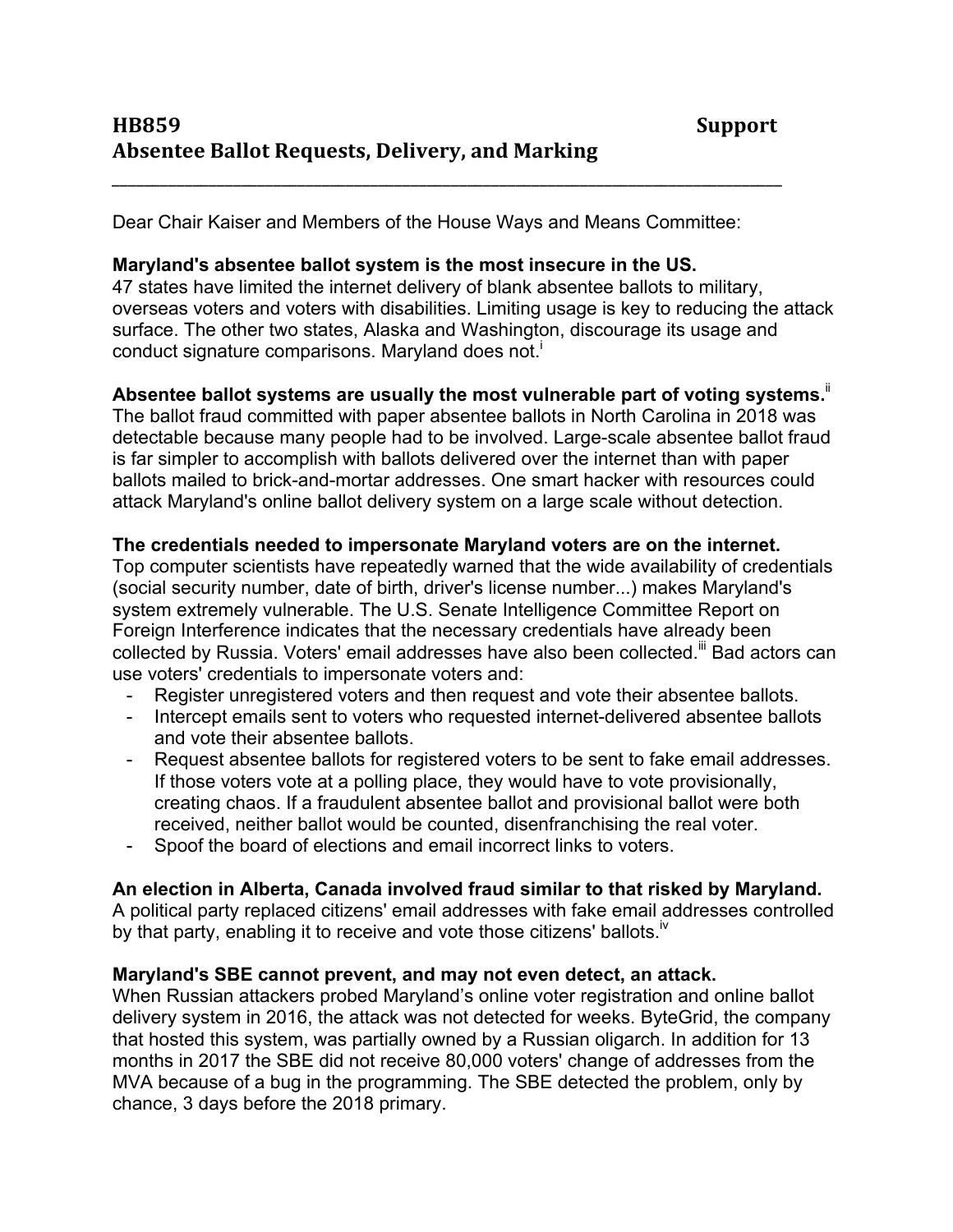## HB859 Support
## Absentee Ballot Requests, Delivery, and Marking

---

Dear Chair Kaiser and Members of the House Ways and Means Committee:

**Maryland's absentee ballot system is the most insecure in the US.**
47 states have limited the internet delivery of blank absentee ballots to military, overseas voters and voters with disabilities. Limiting usage is key to reducing the attack surface. The other two states, Alaska and Washington, discourage its usage and conduct signature comparisons. Maryland does not.[i]

**Absentee ballot systems are usually the most vulnerable part of voting systems.**[ii]
The ballot fraud committed with paper absentee ballots in North Carolina in 2018 was detectable because many people had to be involved. Large-scale absentee ballot fraud is far simpler to accomplish with ballots delivered over the internet than with paper ballots mailed to brick-and-mortar addresses. One smart hacker with resources could attack Maryland's online ballot delivery system on a large scale without detection.

**The credentials needed to impersonate Maryland voters are on the internet.**
Top computer scientists have repeatedly warned that the wide availability of credentials (social security number, date of birth, driver's license number...) makes Maryland's system extremely vulnerable. The U.S. Senate Intelligence Committee Report on Foreign Interference indicates that the necessary credentials have already been collected by Russia. Voters' email addresses have also been collected.[iii] Bad actors can use voters' credentials to impersonate voters and:

- Register unregistered voters and then request and vote their absentee ballots.
- Intercept emails sent to voters who requested internet-delivered absentee ballots and vote their absentee ballots.
- Request absentee ballots for registered voters to be sent to fake email addresses. If those voters vote at a polling place, they would have to vote provisionally, creating chaos. If a fraudulent absentee ballot and provisional ballot were both received, neither ballot would be counted, disenfranchising the real voter.
- Spoof the board of elections and email incorrect links to voters.

**An election in Alberta, Canada involved fraud similar to that risked by Maryland.**
A political party replaced citizens' email addresses with fake email addresses controlled by that party, enabling it to receive and vote those citizens' ballots.[iv]

**Maryland's SBE cannot prevent, and may not even detect, an attack.**
When Russian attackers probed Maryland's online voter registration and online ballot delivery system in 2016, the attack was not detected for weeks. ByteGrid, the company that hosted this system, was partially owned by a Russian oligarch. In addition for 13 months in 2017 the SBE did not receive 80,000 voters' change of addresses from the MVA because of a bug in the programming. The SBE detected the problem, only by chance, 3 days before the 2018 primary.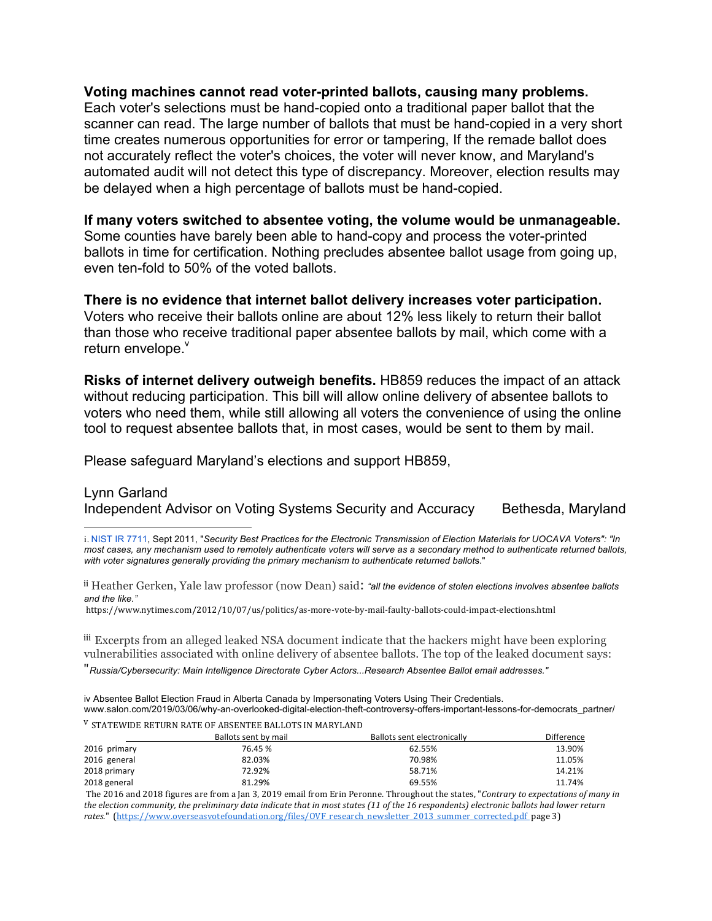**Voting machines cannot read voter-printed ballots, causing many problems.** Each voter's selections must be hand-copied onto a traditional paper ballot that the scanner can read. The large number of ballots that must be hand-copied in a very short time creates numerous opportunities for error or tampering, If the remade ballot does not accurately reflect the voter's choices, the voter will never know, and Maryland's automated audit will not detect this type of discrepancy. Moreover, election results may be delayed when a high percentage of ballots must be hand-copied.

**If many voters switched to absentee voting, the volume would be unmanageable.** Some counties have barely been able to hand-copy and process the voter-printed ballots in time for certification. Nothing precludes absentee ballot usage from going up, even ten-fold to 50% of the voted ballots.

**There is no evidence that internet ballot delivery increases voter participation.** Voters who receive their ballots online are about 12% less likely to return their ballot than those who receive traditional paper absentee ballots by mail, which come with a return envelope.[v]

**Risks of internet delivery outweigh benefits.** HB859 reduces the impact of an attack without reducing participation. This bill will allow online delivery of absentee ballots to voters who need them, while still allowing all voters the convenience of using the online tool to request absentee ballots that, in most cases, would be sent to them by mail.

Please safeguard Maryland's elections and support HB859,

Lynn Garland
Independent Advisor on Voting Systems Security and Accuracy Bethesda, Maryland

---

i. NIST IR 7711, Sept 2011, "*Security Best Practices for the Electronic Transmission of Election Materials for UOCAVA Voters": "In most cases, any mechanism used to remotely authenticate voters will serve as a secondary method to authenticate returned ballots, with voter signatures generally providing the primary mechanism to authenticate returned ballot*s."

ii Heather Gerken, Yale law professor (now Dean) said: *"all the evidence of stolen elections involves absentee ballots and the like."*
https://www.nytimes.com/2012/10/07/us/politics/as-more-vote-by-mail-faulty-ballots-could-impact-elections.html

iii Excerpts from an alleged leaked NSA document indicate that the hackers might have been exploring vulnerabilities associated with online delivery of absentee ballots. The top of the leaked document says:
"*Russia/Cybersecurity: Main Intelligence Directorate Cyber Actors...Research Absentee Ballot email addresses."*

iv Absentee Ballot Election Fraud in Alberta Canada by Impersonating Voters Using Their Credentials.
www.salon.com/2019/03/06/why-an-overlooked-digital-election-theft-controversy-offers-important-lessons-for-democrats_partner/

v STATEWIDE RETURN RATE OF ABSENTEE BALLOTS IN MARYLAND

| | Ballots sent by mail | Ballots sent electronically | Difference |
|---|---|---|---|
| 2016 primary | 76.45 % | 62.55% | 13.90% |
| 2016 general | 82.03% | 70.98% | 11.05% |
| 2018 primary | 72.92% | 58.71% | 14.21% |
| 2018 general | 81.29% | 69.55% | 11.74% |

The 2016 and 2018 figures are from a Jan 3, 2019 email from Erin Peronne. Throughout the states, "*Contrary to expectations of many in the election community, the preliminary data indicate that in most states (11 of the 16 respondents) electronic ballots had lower return rates.*" (https://www.overseasvotefoundation.org/files/OVF_research_newsletter_2013_summer_corrected.pdf page 3)